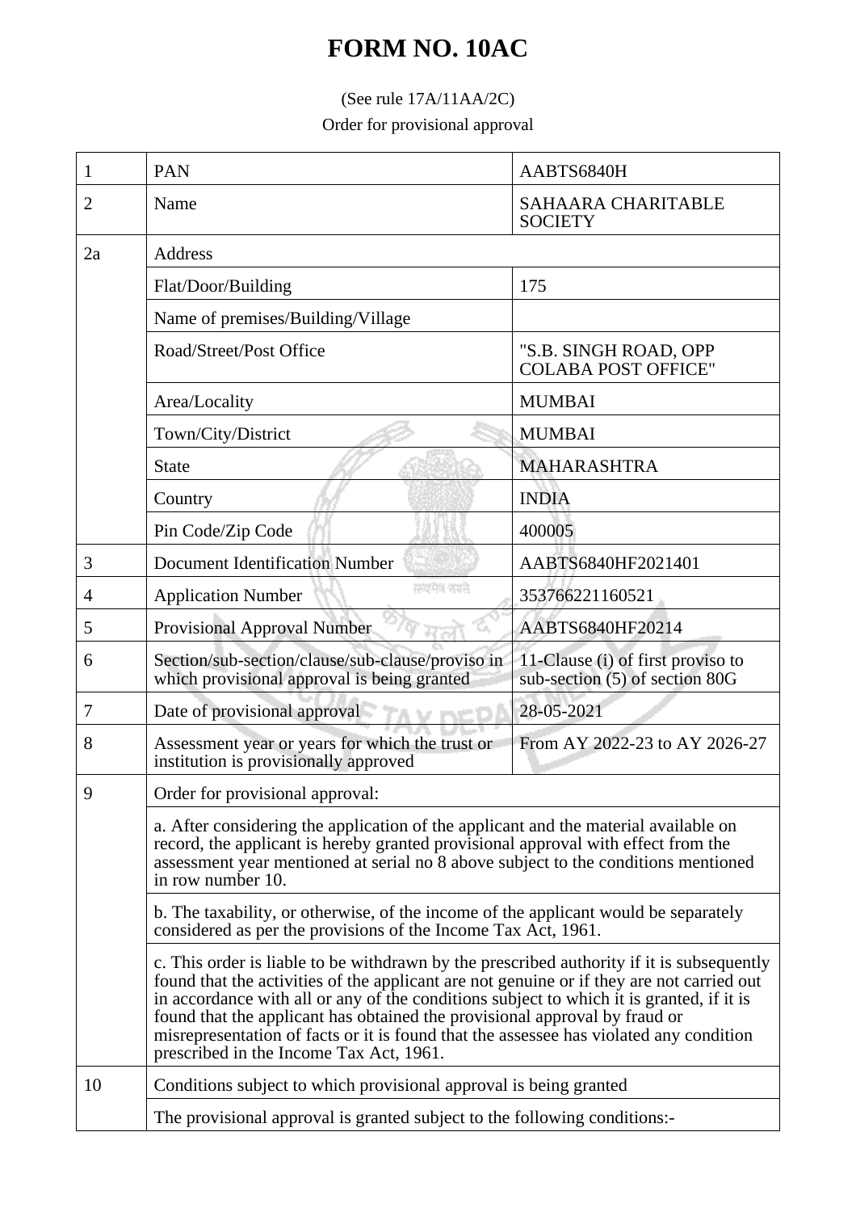# FORM NO. 10AC

(See rule 17A/11AA/2C)

Order for provisional approval

| | | |
|---|---|---|
| 1 | PAN | AABTS6840H |
| 2 | Name | SAHAARA CHARITABLE SOCIETY |
| 2a | Address | |
| | Flat/Door/Building | 175 |
| | Name of premises/Building/Village | |
| | Road/Street/Post Office | "S.B. SINGH ROAD, OPP COLABA POST OFFICE" |
| | Area/Locality | MUMBAI |
| | Town/City/District | MUMBAI |
| | State | MAHARASHTRA |
| | Country | INDIA |
| | Pin Code/Zip Code | 400005 |
| 3 | Document Identification Number | AABTS6840HF2021401 |
| 4 | Application Number | 353766221160521 |
| 5 | Provisional Approval Number | AABTS6840HF20214 |
| 6 | Section/sub-section/clause/sub-clause/proviso in which provisional approval is being granted | 11-Clause (i) of first proviso to sub-section (5) of section 80G |
| 7 | Date of provisional approval | 28-05-2021 |
| 8 | Assessment year or years for which the trust or institution is provisionally approved | From AY 2022-23 to AY 2026-27 |
| 9 | Order for provisional approval: | |
| | a. After considering the application of the applicant and the material available on record, the applicant is hereby granted provisional approval with effect from the assessment year mentioned at serial no 8 above subject to the conditions mentioned in row number 10. | |
| | b. The taxability, or otherwise, of the income of the applicant would be separately considered as per the provisions of the Income Tax Act, 1961. | |
| | c. This order is liable to be withdrawn by the prescribed authority if it is subsequently found that the activities of the applicant are not genuine or if they are not carried out in accordance with all or any of the conditions subject to which it is granted, if it is found that the applicant has obtained the provisional approval by fraud or misrepresentation of facts or it is found that the assessee has violated any condition prescribed in the Income Tax Act, 1961. | |
| 10 | Conditions subject to which provisional approval is being granted | |
| | The provisional approval is granted subject to the following conditions:- | |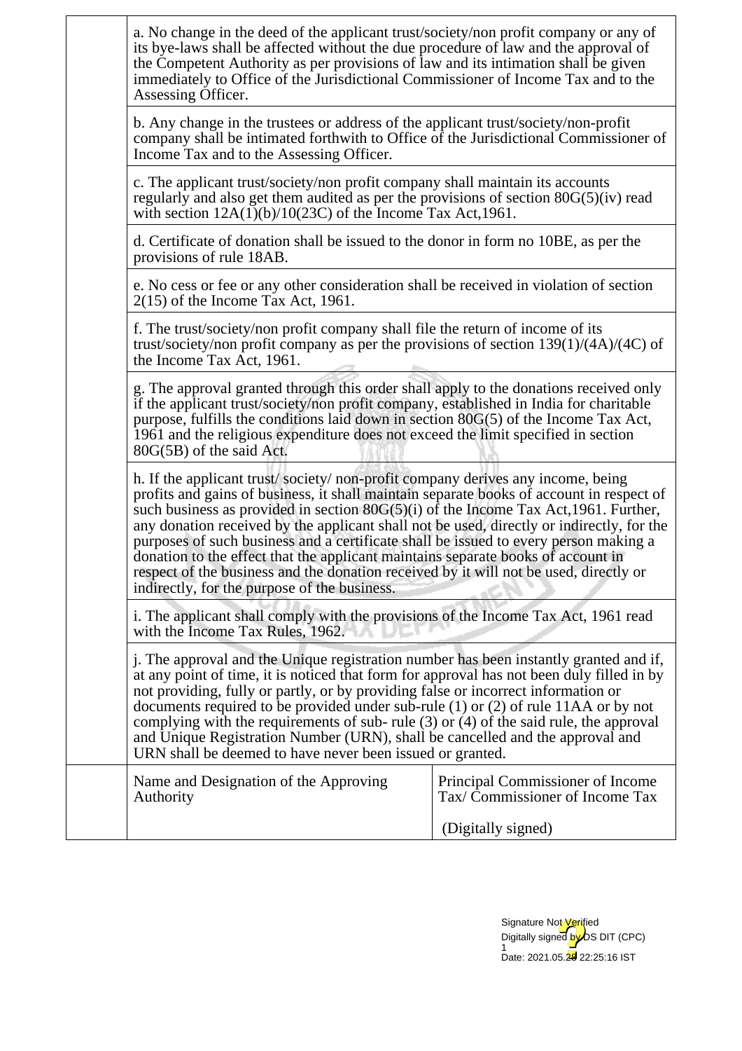| | | |
|---|---|---|
| | a. No change in the deed of the applicant trust/society/non profit company or any of its bye-laws shall be affected without the due procedure of law and the approval of the Competent Authority as per provisions of law and its intimation shall be given immediately to Office of the Jurisdictional Commissioner of Income Tax and to the Assessing Officer. | |
| | b. Any change in the trustees or address of the applicant trust/society/non-profit company shall be intimated forthwith to Office of the Jurisdictional Commissioner of Income Tax and to the Assessing Officer. | |
| | c. The applicant trust/society/non profit company shall maintain its accounts regularly and also get them audited as per the provisions of section 80G(5)(iv) read with section 12A(1)(b)/10(23C) of the Income Tax Act,1961. | |
| | d. Certificate of donation shall be issued to the donor in form no 10BE, as per the provisions of rule 18AB. | |
| | e. No cess or fee or any other consideration shall be received in violation of section 2(15) of the Income Tax Act, 1961. | |
| | f. The trust/society/non profit company shall file the return of income of its trust/society/non profit company as per the provisions of section 139(1)/(4A)/(4C) of the Income Tax Act, 1961. | |
| | g. The approval granted through this order shall apply to the donations received only if the applicant trust/society/non profit company, established in India for charitable purpose, fulfills the conditions laid down in section 80G(5) of the Income Tax Act, 1961 and the religious expenditure does not exceed the limit specified in section 80G(5B) of the said Act. | |
| | h. If the applicant trust/ society/ non-profit company derives any income, being profits and gains of business, it shall maintain separate books of account in respect of such business as provided in section 80G(5)(i) of the Income Tax Act,1961. Further, any donation received by the applicant shall not be used, directly or indirectly, for the purposes of such business and a certificate shall be issued to every person making a donation to the effect that the applicant maintains separate books of account in respect of the business and the donation received by it will not be used, directly or indirectly, for the purpose of the business. | |
| | i. The applicant shall comply with the provisions of the Income Tax Act, 1961 read with the Income Tax Rules, 1962. | |
| | j. The approval and the Unique registration number has been instantly granted and if, at any point of time, it is noticed that form for approval has not been duly filled in by not providing, fully or partly, or by providing false or incorrect information or documents required to be provided under sub-rule (1) or (2) of rule 11AA or by not complying with the requirements of sub- rule (3) or (4) of the said rule, the approval and Unique Registration Number (URN), shall be cancelled and the approval and URN shall be deemed to have never been issued or granted. | |
| | Name and Designation of the Approving Authority | Principal Commissioner of Income Tax/ Commissioner of Income Tax |
| | | (Digitally signed) |

Signature Not Verified
Digitally signed by DS DIT (CPC) 1
Date: 2021.05.28 22:25:16 IST